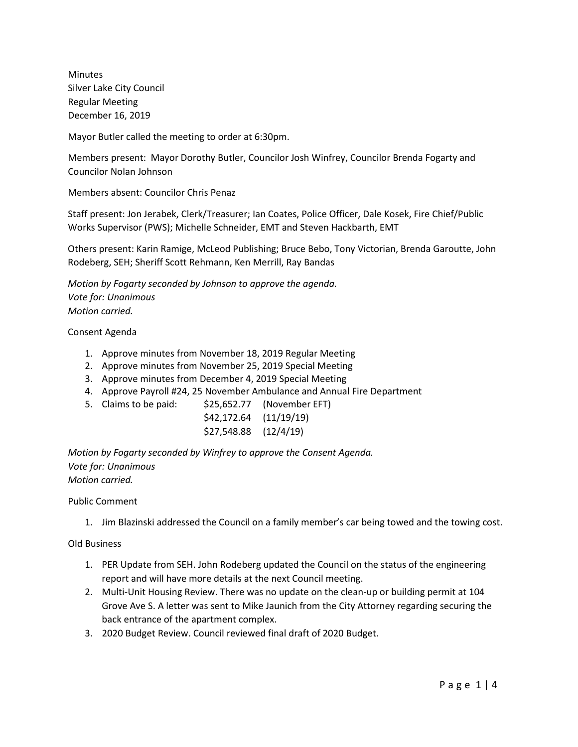Minutes
Silver Lake City Council
Regular Meeting
December 16, 2019

Mayor Butler called the meeting to order at 6:30pm.

Members present: Mayor Dorothy Butler, Councilor Josh Winfrey, Councilor Brenda Fogarty and Councilor Nolan Johnson

Members absent: Councilor Chris Penaz

Staff present: Jon Jerabek, Clerk/Treasurer; Ian Coates, Police Officer, Dale Kosek, Fire Chief/Public Works Supervisor (PWS); Michelle Schneider, EMT and Steven Hackbarth, EMT

Others present: Karin Ramige, McLeod Publishing; Bruce Bebo, Tony Victorian, Brenda Garoutte, John Rodeberg, SEH; Sheriff Scott Rehmann, Ken Merrill, Ray Bandas

*Motion by Fogarty seconded by Johnson to approve the agenda.*
*Vote for: Unanimous*
*Motion carried.*

Consent Agenda

1. Approve minutes from November 18, 2019 Regular Meeting
2. Approve minutes from November 25, 2019 Special Meeting
3. Approve minutes from December 4, 2019 Special Meeting
4. Approve Payroll #24, 25 November Ambulance and Annual Fire Department
5. Claims to be paid: $25,652.77 (November EFT)
   $42,172.64 (11/19/19)
   $27,548.88 (12/4/19)

*Motion by Fogarty seconded by Winfrey to approve the Consent Agenda.*
*Vote for: Unanimous*
*Motion carried.*

Public Comment

1. Jim Blazinski addressed the Council on a family member's car being towed and the towing cost.

Old Business

1. PER Update from SEH. John Rodeberg updated the Council on the status of the engineering report and will have more details at the next Council meeting.
2. Multi-Unit Housing Review. There was no update on the clean-up or building permit at 104 Grove Ave S. A letter was sent to Mike Jaunich from the City Attorney regarding securing the back entrance of the apartment complex.
3. 2020 Budget Review. Council reviewed final draft of 2020 Budget.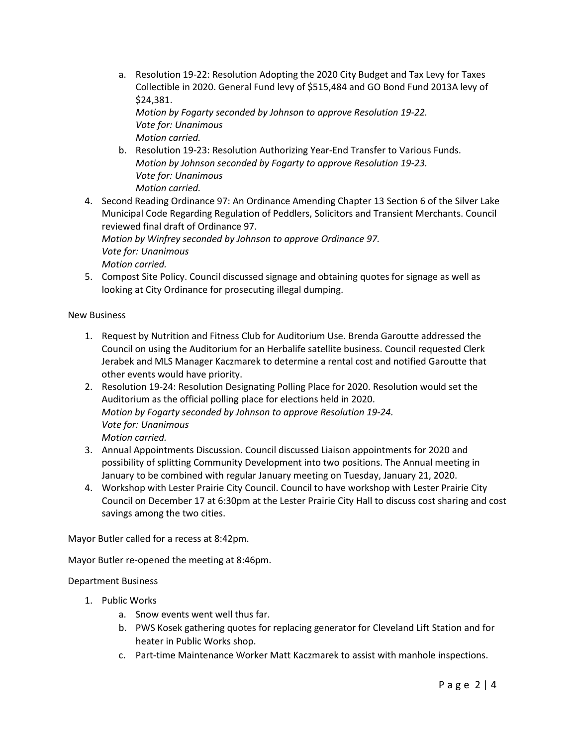a. Resolution 19-22: Resolution Adopting the 2020 City Budget and Tax Levy for Taxes Collectible in 2020. General Fund levy of $515,484 and GO Bond Fund 2013A levy of $24,381.
      *Motion by Fogarty seconded by Johnson to approve Resolution 19-22.*
      *Vote for: Unanimous*
      *Motion carried.*
   b. Resolution 19-23: Resolution Authorizing Year-End Transfer to Various Funds.
      *Motion by Johnson seconded by Fogarty to approve Resolution 19-23.*
      *Vote for: Unanimous*
      *Motion carried.*
4. Second Reading Ordinance 97: An Ordinance Amending Chapter 13 Section 6 of the Silver Lake Municipal Code Regarding Regulation of Peddlers, Solicitors and Transient Merchants. Council reviewed final draft of Ordinance 97.
   *Motion by Winfrey seconded by Johnson to approve Ordinance 97.*
   *Vote for: Unanimous*
   *Motion carried.*
5. Compost Site Policy. Council discussed signage and obtaining quotes for signage as well as looking at City Ordinance for prosecuting illegal dumping.

New Business

1. Request by Nutrition and Fitness Club for Auditorium Use. Brenda Garoutte addressed the Council on using the Auditorium for an Herbalife satellite business. Council requested Clerk Jerabek and MLS Manager Kaczmarek to determine a rental cost and notified Garoutte that other events would have priority.
2. Resolution 19-24: Resolution Designating Polling Place for 2020. Resolution would set the Auditorium as the official polling place for elections held in 2020.
   *Motion by Fogarty seconded by Johnson to approve Resolution 19-24.*
   *Vote for: Unanimous*
   *Motion carried.*
3. Annual Appointments Discussion. Council discussed Liaison appointments for 2020 and possibility of splitting Community Development into two positions. The Annual meeting in January to be combined with regular January meeting on Tuesday, January 21, 2020.
4. Workshop with Lester Prairie City Council. Council to have workshop with Lester Prairie City Council on December 17 at 6:30pm at the Lester Prairie City Hall to discuss cost sharing and cost savings among the two cities.

Mayor Butler called for a recess at 8:42pm.

Mayor Butler re-opened the meeting at 8:46pm.

Department Business

1. Public Works
   a. Snow events went well thus far.
   b. PWS Kosek gathering quotes for replacing generator for Cleveland Lift Station and for heater in Public Works shop.
   c. Part-time Maintenance Worker Matt Kaczmarek to assist with manhole inspections.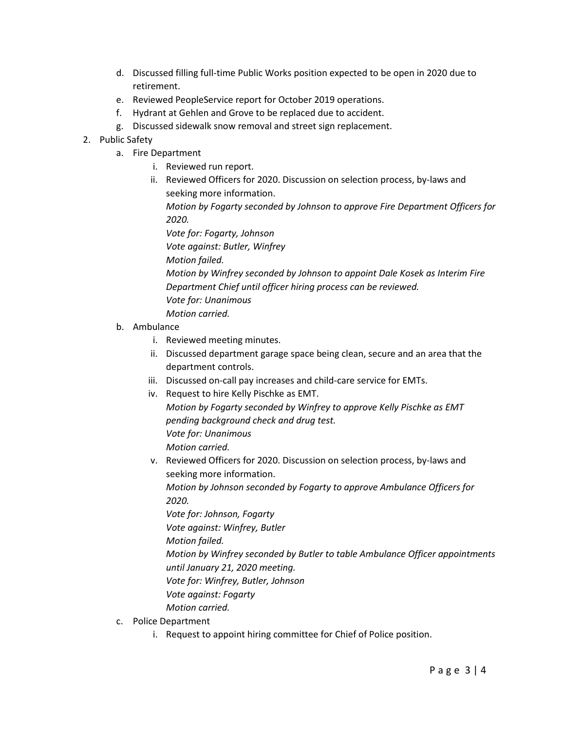d. Discussed filling full-time Public Works position expected to be open in 2020 due to retirement.
e. Reviewed PeopleService report for October 2019 operations.
f. Hydrant at Gehlen and Grove to be replaced due to accident.
g. Discussed sidewalk snow removal and street sign replacement.

2. Public Safety
   a. Fire Department
      i. Reviewed run report.
      ii. Reviewed Officers for 2020. Discussion on selection process, by-laws and seeking more information.
         *Motion by Fogarty seconded by Johnson to approve Fire Department Officers for 2020.*
         *Vote for: Fogarty, Johnson*
         *Vote against: Butler, Winfrey*
         *Motion failed.*
         *Motion by Winfrey seconded by Johnson to appoint Dale Kosek as Interim Fire Department Chief until officer hiring process can be reviewed.*
         *Vote for: Unanimous*
         *Motion carried.*
   b. Ambulance
      i. Reviewed meeting minutes.
      ii. Discussed department garage space being clean, secure and an area that the department controls.
      iii. Discussed on-call pay increases and child-care service for EMTs.
      iv. Request to hire Kelly Pischke as EMT.
         *Motion by Fogarty seconded by Winfrey to approve Kelly Pischke as EMT pending background check and drug test.*
         *Vote for: Unanimous*
         *Motion carried.*
      v. Reviewed Officers for 2020. Discussion on selection process, by-laws and seeking more information.
         *Motion by Johnson seconded by Fogarty to approve Ambulance Officers for 2020.*
         *Vote for: Johnson, Fogarty*
         *Vote against: Winfrey, Butler*
         *Motion failed.*
         *Motion by Winfrey seconded by Butler to table Ambulance Officer appointments until January 21, 2020 meeting.*
         *Vote for: Winfrey, Butler, Johnson*
         *Vote against: Fogarty*
         *Motion carried.*
   c. Police Department
      i. Request to appoint hiring committee for Chief of Police position.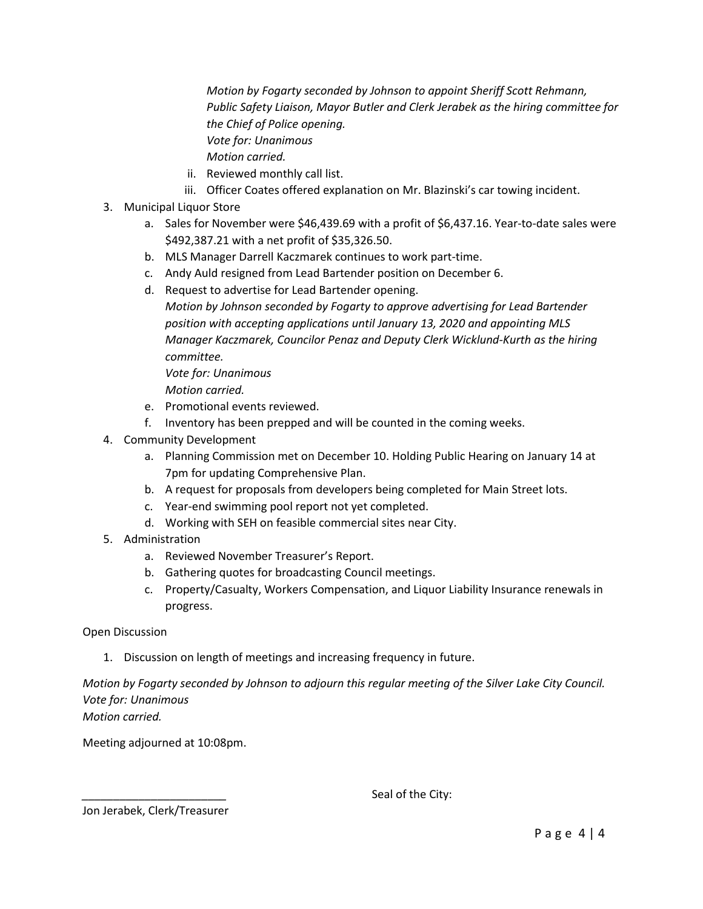*Motion by Fogarty seconded by Johnson to appoint Sheriff Scott Rehmann, Public Safety Liaison, Mayor Butler and Clerk Jerabek as the hiring committee for the Chief of Police opening.*
*Vote for: Unanimous*
*Motion carried.*

   ii. Reviewed monthly call list.
   iii. Officer Coates offered explanation on Mr. Blazinski's car towing incident.

3. Municipal Liquor Store
   a. Sales for November were $46,439.69 with a profit of $6,437.16. Year-to-date sales were $492,387.21 with a net profit of $35,326.50.
   b. MLS Manager Darrell Kaczmarek continues to work part-time.
   c. Andy Auld resigned from Lead Bartender position on December 6.
   d. Request to advertise for Lead Bartender opening.
      *Motion by Johnson seconded by Fogarty to approve advertising for Lead Bartender position with accepting applications until January 13, 2020 and appointing MLS Manager Kaczmarek, Councilor Penaz and Deputy Clerk Wicklund-Kurth as the hiring committee.*
      *Vote for: Unanimous*
      *Motion carried.*
   e. Promotional events reviewed.
   f. Inventory has been prepped and will be counted in the coming weeks.
4. Community Development
   a. Planning Commission met on December 10. Holding Public Hearing on January 14 at 7pm for updating Comprehensive Plan.
   b. A request for proposals from developers being completed for Main Street lots.
   c. Year-end swimming pool report not yet completed.
   d. Working with SEH on feasible commercial sites near City.
5. Administration
   a. Reviewed November Treasurer's Report.
   b. Gathering quotes for broadcasting Council meetings.
   c. Property/Casualty, Workers Compensation, and Liquor Liability Insurance renewals in progress.

Open Discussion

1. Discussion on length of meetings and increasing frequency in future.

*Motion by Fogarty seconded by Johnson to adjourn this regular meeting of the Silver Lake City Council.*
*Vote for: Unanimous*
*Motion carried.*

Meeting adjourned at 10:08pm.

_______________________

Jon Jerabek, Clerk/Treasurer

Seal of the City: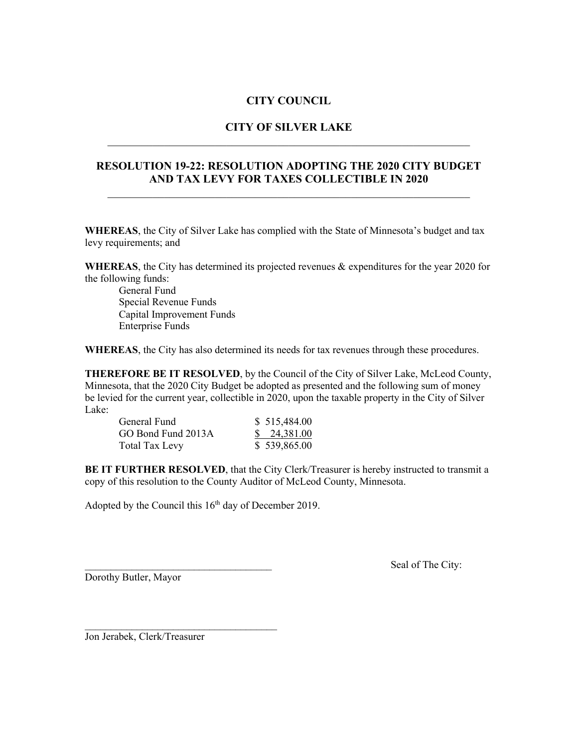# CITY COUNCIL

## CITY OF SILVER LAKE

---

## RESOLUTION 19-22: RESOLUTION ADOPTING THE 2020 CITY BUDGET AND TAX LEVY FOR TAXES COLLECTIBLE IN 2020

---

**WHEREAS**, the City of Silver Lake has complied with the State of Minnesota's budget and tax levy requirements; and

**WHEREAS**, the City has determined its projected revenues & expenditures for the year 2020 for the following funds:

- General Fund
- Special Revenue Funds
- Capital Improvement Funds
- Enterprise Funds

**WHEREAS**, the City has also determined its needs for tax revenues through these procedures.

**THEREFORE BE IT RESOLVED**, by the Council of the City of Silver Lake, McLeod County, Minnesota, that the 2020 City Budget be adopted as presented and the following sum of money be levied for the current year, collectible in 2020, upon the taxable property in the City of Silver Lake:

| Fund | Amount |
|---|---|
| General Fund | $ 515,484.00 |
| GO Bond Fund 2013A | $ 24,381.00 |
| Total Tax Levy | $ 539,865.00 |

**BE IT FURTHER RESOLVED**, that the City Clerk/Treasurer is hereby instructed to transmit a copy of this resolution to the County Auditor of McLeod County, Minnesota.

Adopted by the Council this 16th day of December 2019.

_____________________________________
Dorothy Butler, Mayor

Seal of The City:

_____________________________________
Jon Jerabek, Clerk/Treasurer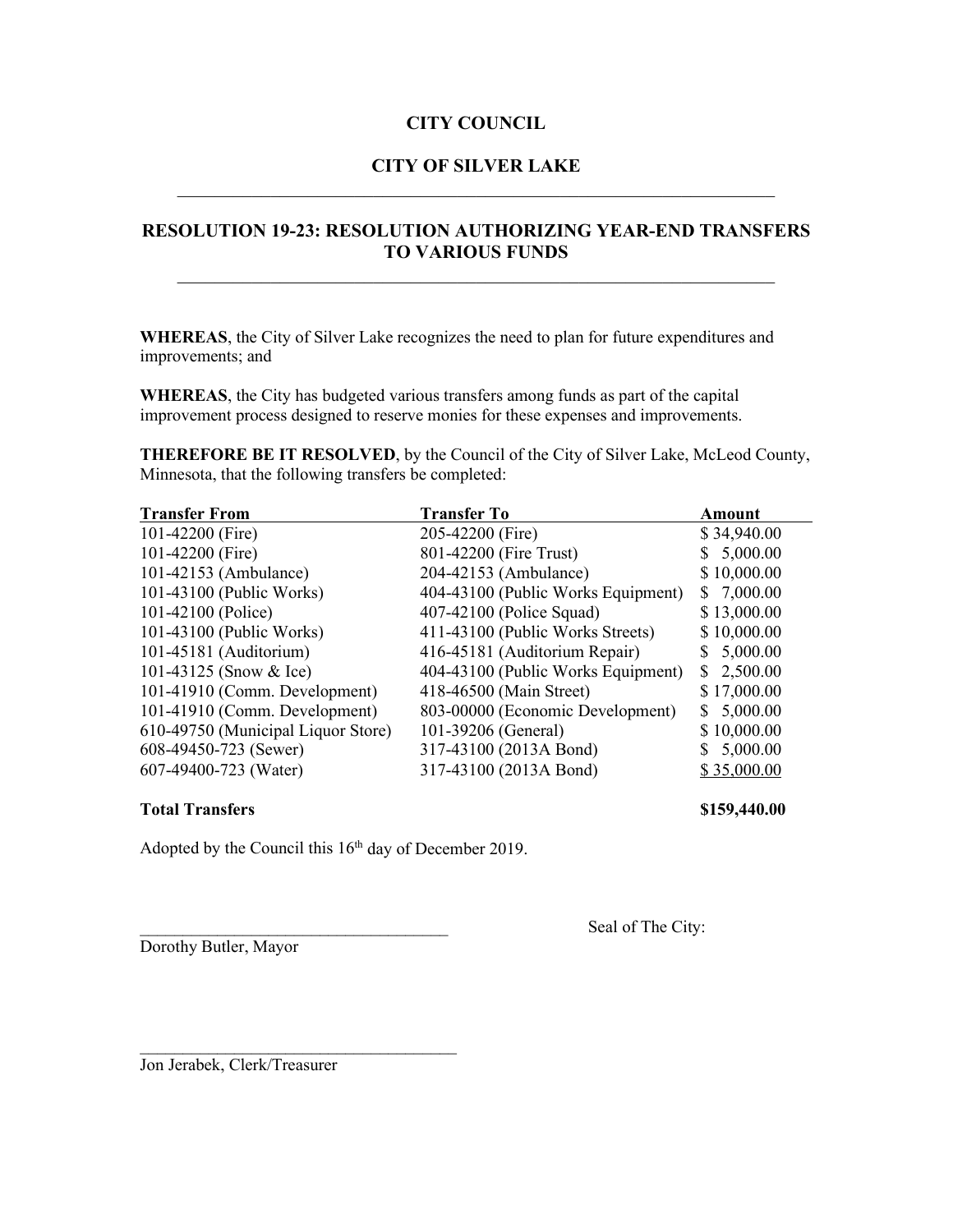# CITY COUNCIL

# CITY OF SILVER LAKE

---

## RESOLUTION 19-23: RESOLUTION AUTHORIZING YEAR-END TRANSFERS TO VARIOUS FUNDS

---

**WHEREAS**, the City of Silver Lake recognizes the need to plan for future expenditures and improvements; and

**WHEREAS**, the City has budgeted various transfers among funds as part of the capital improvement process designed to reserve monies for these expenses and improvements.

**THEREFORE BE IT RESOLVED**, by the Council of the City of Silver Lake, McLeod County, Minnesota, that the following transfers be completed:

| Transfer From | Transfer To | Amount |
|---|---|---|
| 101-42200 (Fire) | 205-42200 (Fire) | $ 34,940.00 |
| 101-42200 (Fire) | 801-42200 (Fire Trust) | $ 5,000.00 |
| 101-42153 (Ambulance) | 204-42153 (Ambulance) | $ 10,000.00 |
| 101-43100 (Public Works) | 404-43100 (Public Works Equipment) | $ 7,000.00 |
| 101-42100 (Police) | 407-42100 (Police Squad) | $ 13,000.00 |
| 101-43100 (Public Works) | 411-43100 (Public Works Streets) | $ 10,000.00 |
| 101-45181 (Auditorium) | 416-45181 (Auditorium Repair) | $ 5,000.00 |
| 101-43125 (Snow & Ice) | 404-43100 (Public Works Equipment) | $ 2,500.00 |
| 101-41910 (Comm. Development) | 418-46500 (Main Street) | $ 17,000.00 |
| 101-41910 (Comm. Development) | 803-00000 (Economic Development) | $ 5,000.00 |
| 610-49750 (Municipal Liquor Store) | 101-39206 (General) | $ 10,000.00 |
| 608-49450-723 (Sewer) | 317-43100 (2013A Bond) | $ 5,000.00 |
| 607-49400-723 (Water) | 317-43100 (2013A Bond) | $ 35,000.00 |
| **Total Transfers** | | **$159,440.00** |

Adopted by the Council this 16th day of December 2019.

_________________________________
Dorothy Butler, Mayor

Seal of The City:

_________________________________
Jon Jerabek, Clerk/Treasurer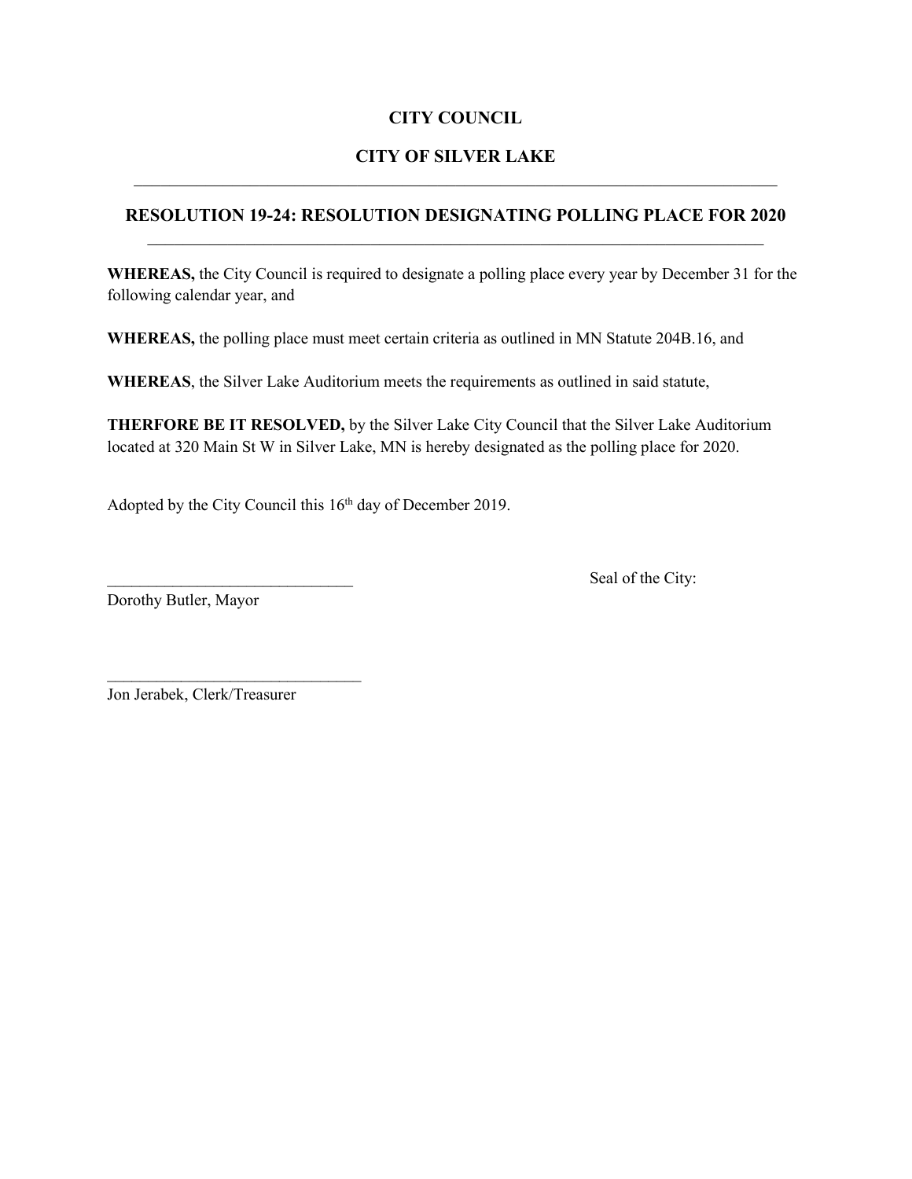**CITY COUNCIL**

**CITY OF SILVER LAKE**

---

**RESOLUTION 19-24: RESOLUTION DESIGNATING POLLING PLACE FOR 2020**

---

**WHEREAS,** the City Council is required to designate a polling place every year by December 31 for the following calendar year, and

**WHEREAS,** the polling place must meet certain criteria as outlined in MN Statute 204B.16, and

**WHEREAS**, the Silver Lake Auditorium meets the requirements as outlined in said statute,

**THERFORE BE IT RESOLVED,** by the Silver Lake City Council that the Silver Lake Auditorium located at 320 Main St W in Silver Lake, MN is hereby designated as the polling place for 2020.

Adopted by the City Council this 16th day of December 2019.

______________________________

Dorothy Butler, Mayor

Seal of the City:

______________________________

Jon Jerabek, Clerk/Treasurer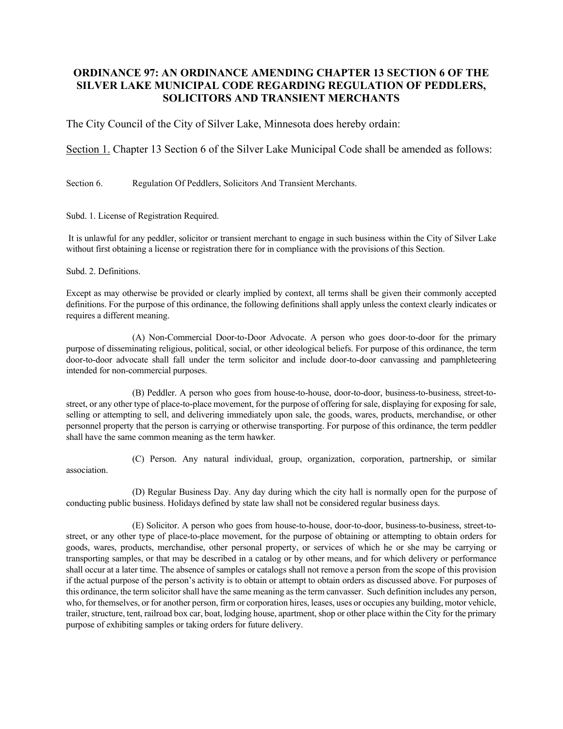# ORDINANCE 97: AN ORDINANCE AMENDING CHAPTER 13 SECTION 6 OF THE SILVER LAKE MUNICIPAL CODE REGARDING REGULATION OF PEDDLERS, SOLICITORS AND TRANSIENT MERCHANTS

The City Council of the City of Silver Lake, Minnesota does hereby ordain:

Section 1. Chapter 13 Section 6 of the Silver Lake Municipal Code shall be amended as follows:

Section 6. Regulation Of Peddlers, Solicitors And Transient Merchants.

Subd. 1. License of Registration Required.

It is unlawful for any peddler, solicitor or transient merchant to engage in such business within the City of Silver Lake without first obtaining a license or registration there for in compliance with the provisions of this Section.

Subd. 2. Definitions.

Except as may otherwise be provided or clearly implied by context, all terms shall be given their commonly accepted definitions. For the purpose of this ordinance, the following definitions shall apply unless the context clearly indicates or requires a different meaning.

(A) Non-Commercial Door-to-Door Advocate. A person who goes door-to-door for the primary purpose of disseminating religious, political, social, or other ideological beliefs. For purpose of this ordinance, the term door-to-door advocate shall fall under the term solicitor and include door-to-door canvassing and pamphleteering intended for non-commercial purposes.

(B) Peddler. A person who goes from house-to-house, door-to-door, business-to-business, street-to-street, or any other type of place-to-place movement, for the purpose of offering for sale, displaying for exposing for sale, selling or attempting to sell, and delivering immediately upon sale, the goods, wares, products, merchandise, or other personnel property that the person is carrying or otherwise transporting. For purpose of this ordinance, the term peddler shall have the same common meaning as the term hawker.

(C) Person. Any natural individual, group, organization, corporation, partnership, or similar association.

(D) Regular Business Day. Any day during which the city hall is normally open for the purpose of conducting public business. Holidays defined by state law shall not be considered regular business days.

(E) Solicitor. A person who goes from house-to-house, door-to-door, business-to-business, street-to-street, or any other type of place-to-place movement, for the purpose of obtaining or attempting to obtain orders for goods, wares, products, merchandise, other personal property, or services of which he or she may be carrying or transporting samples, or that may be described in a catalog or by other means, and for which delivery or performance shall occur at a later time. The absence of samples or catalogs shall not remove a person from the scope of this provision if the actual purpose of the person's activity is to obtain or attempt to obtain orders as discussed above. For purposes of this ordinance, the term solicitor shall have the same meaning as the term canvasser. Such definition includes any person, who, for themselves, or for another person, firm or corporation hires, leases, uses or occupies any building, motor vehicle, trailer, structure, tent, railroad box car, boat, lodging house, apartment, shop or other place within the City for the primary purpose of exhibiting samples or taking orders for future delivery.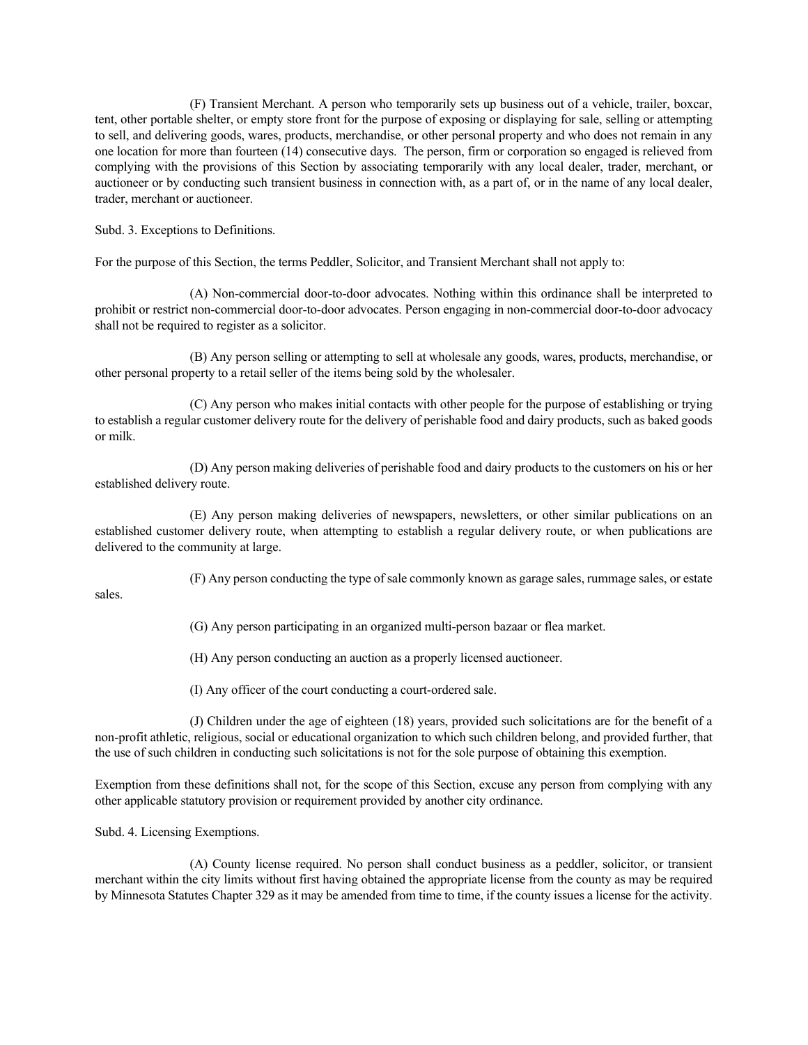(F) Transient Merchant. A person who temporarily sets up business out of a vehicle, trailer, boxcar, tent, other portable shelter, or empty store front for the purpose of exposing or displaying for sale, selling or attempting to sell, and delivering goods, wares, products, merchandise, or other personal property and who does not remain in any one location for more than fourteen (14) consecutive days. The person, firm or corporation so engaged is relieved from complying with the provisions of this Section by associating temporarily with any local dealer, trader, merchant, or auctioneer or by conducting such transient business in connection with, as a part of, or in the name of any local dealer, trader, merchant or auctioneer.

Subd. 3. Exceptions to Definitions.

For the purpose of this Section, the terms Peddler, Solicitor, and Transient Merchant shall not apply to:

(A) Non-commercial door-to-door advocates. Nothing within this ordinance shall be interpreted to prohibit or restrict non-commercial door-to-door advocates. Person engaging in non-commercial door-to-door advocacy shall not be required to register as a solicitor.

(B) Any person selling or attempting to sell at wholesale any goods, wares, products, merchandise, or other personal property to a retail seller of the items being sold by the wholesaler.

(C) Any person who makes initial contacts with other people for the purpose of establishing or trying to establish a regular customer delivery route for the delivery of perishable food and dairy products, such as baked goods or milk.

(D) Any person making deliveries of perishable food and dairy products to the customers on his or her established delivery route.

(E) Any person making deliveries of newspapers, newsletters, or other similar publications on an established customer delivery route, when attempting to establish a regular delivery route, or when publications are delivered to the community at large.

(F) Any person conducting the type of sale commonly known as garage sales, rummage sales, or estate sales.

(G) Any person participating in an organized multi-person bazaar or flea market.

(H) Any person conducting an auction as a properly licensed auctioneer.

(I) Any officer of the court conducting a court-ordered sale.

(J) Children under the age of eighteen (18) years, provided such solicitations are for the benefit of a non-profit athletic, religious, social or educational organization to which such children belong, and provided further, that the use of such children in conducting such solicitations is not for the sole purpose of obtaining this exemption.

Exemption from these definitions shall not, for the scope of this Section, excuse any person from complying with any other applicable statutory provision or requirement provided by another city ordinance.

Subd. 4. Licensing Exemptions.

(A) County license required. No person shall conduct business as a peddler, solicitor, or transient merchant within the city limits without first having obtained the appropriate license from the county as may be required by Minnesota Statutes Chapter 329 as it may be amended from time to time, if the county issues a license for the activity.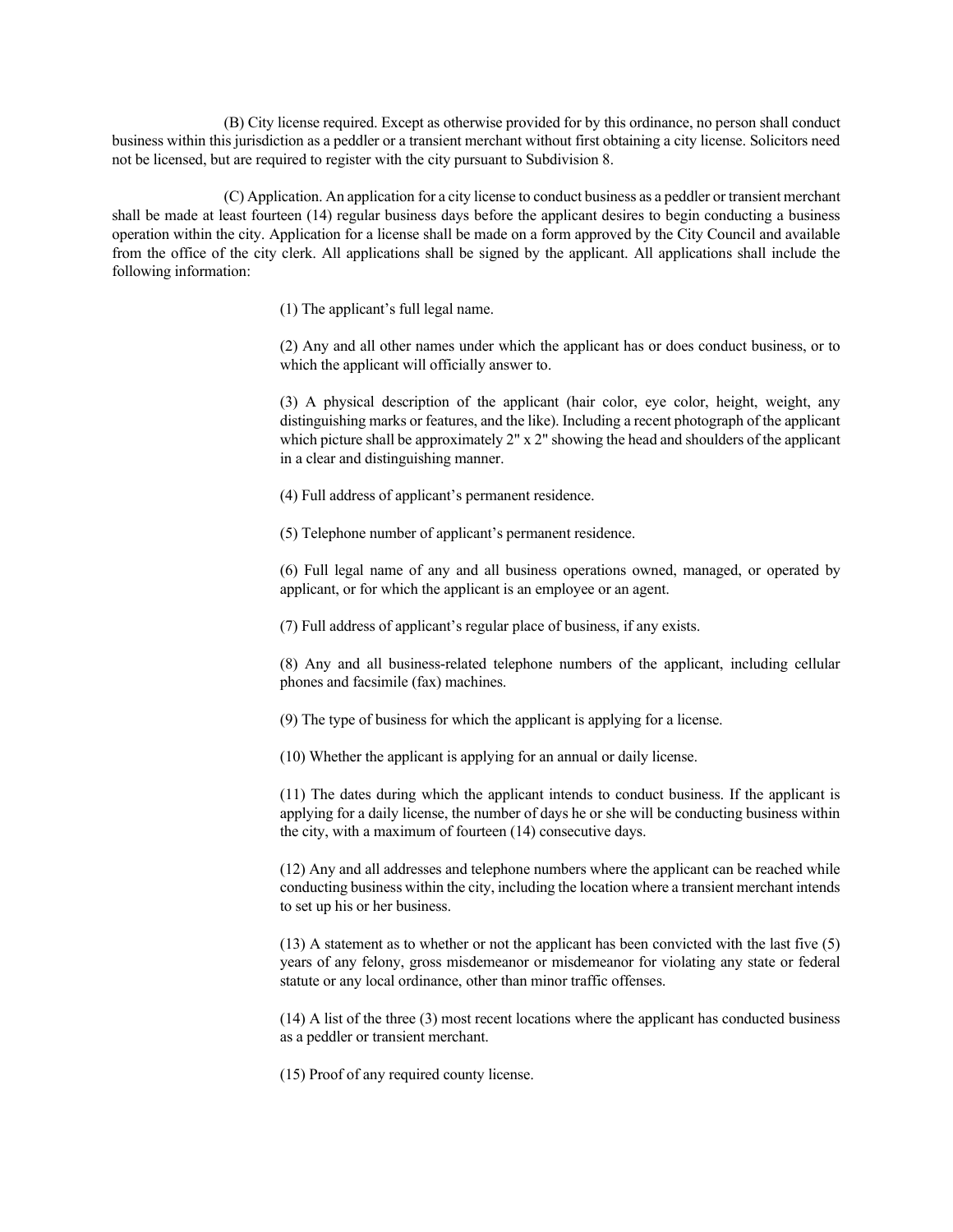(B) City license required. Except as otherwise provided for by this ordinance, no person shall conduct business within this jurisdiction as a peddler or a transient merchant without first obtaining a city license. Solicitors need not be licensed, but are required to register with the city pursuant to Subdivision 8.

(C) Application. An application for a city license to conduct business as a peddler or transient merchant shall be made at least fourteen (14) regular business days before the applicant desires to begin conducting a business operation within the city. Application for a license shall be made on a form approved by the City Council and available from the office of the city clerk. All applications shall be signed by the applicant. All applications shall include the following information:

(1) The applicant's full legal name.

(2) Any and all other names under which the applicant has or does conduct business, or to which the applicant will officially answer to.

(3) A physical description of the applicant (hair color, eye color, height, weight, any distinguishing marks or features, and the like). Including a recent photograph of the applicant which picture shall be approximately 2" x 2" showing the head and shoulders of the applicant in a clear and distinguishing manner.

(4) Full address of applicant's permanent residence.

(5) Telephone number of applicant's permanent residence.

(6) Full legal name of any and all business operations owned, managed, or operated by applicant, or for which the applicant is an employee or an agent.

(7) Full address of applicant's regular place of business, if any exists.

(8) Any and all business-related telephone numbers of the applicant, including cellular phones and facsimile (fax) machines.

(9) The type of business for which the applicant is applying for a license.

(10) Whether the applicant is applying for an annual or daily license.

(11) The dates during which the applicant intends to conduct business. If the applicant is applying for a daily license, the number of days he or she will be conducting business within the city, with a maximum of fourteen (14) consecutive days.

(12) Any and all addresses and telephone numbers where the applicant can be reached while conducting business within the city, including the location where a transient merchant intends to set up his or her business.

(13) A statement as to whether or not the applicant has been convicted with the last five (5) years of any felony, gross misdemeanor or misdemeanor for violating any state or federal statute or any local ordinance, other than minor traffic offenses.

(14) A list of the three (3) most recent locations where the applicant has conducted business as a peddler or transient merchant.

(15) Proof of any required county license.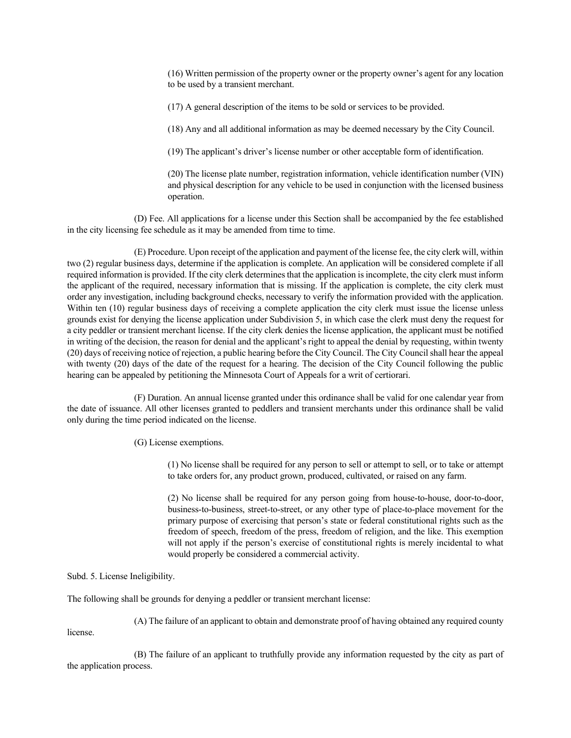(16) Written permission of the property owner or the property owner's agent for any location to be used by a transient merchant.

(17) A general description of the items to be sold or services to be provided.

(18) Any and all additional information as may be deemed necessary by the City Council.

(19) The applicant's driver's license number or other acceptable form of identification.

(20) The license plate number, registration information, vehicle identification number (VIN) and physical description for any vehicle to be used in conjunction with the licensed business operation.

(D) Fee. All applications for a license under this Section shall be accompanied by the fee established in the city licensing fee schedule as it may be amended from time to time.

(E) Procedure. Upon receipt of the application and payment of the license fee, the city clerk will, within two (2) regular business days, determine if the application is complete. An application will be considered complete if all required information is provided. If the city clerk determines that the application is incomplete, the city clerk must inform the applicant of the required, necessary information that is missing. If the application is complete, the city clerk must order any investigation, including background checks, necessary to verify the information provided with the application. Within ten (10) regular business days of receiving a complete application the city clerk must issue the license unless grounds exist for denying the license application under Subdivision 5, in which case the clerk must deny the request for a city peddler or transient merchant license. If the city clerk denies the license application, the applicant must be notified in writing of the decision, the reason for denial and the applicant's right to appeal the denial by requesting, within twenty (20) days of receiving notice of rejection, a public hearing before the City Council. The City Council shall hear the appeal with twenty (20) days of the date of the request for a hearing. The decision of the City Council following the public hearing can be appealed by petitioning the Minnesota Court of Appeals for a writ of certiorari.

(F) Duration. An annual license granted under this ordinance shall be valid for one calendar year from the date of issuance. All other licenses granted to peddlers and transient merchants under this ordinance shall be valid only during the time period indicated on the license.

(G) License exemptions.

(1) No license shall be required for any person to sell or attempt to sell, or to take or attempt to take orders for, any product grown, produced, cultivated, or raised on any farm.

(2) No license shall be required for any person going from house-to-house, door-to-door, business-to-business, street-to-street, or any other type of place-to-place movement for the primary purpose of exercising that person's state or federal constitutional rights such as the freedom of speech, freedom of the press, freedom of religion, and the like. This exemption will not apply if the person's exercise of constitutional rights is merely incidental to what would properly be considered a commercial activity.

Subd. 5. License Ineligibility.

The following shall be grounds for denying a peddler or transient merchant license:

(A) The failure of an applicant to obtain and demonstrate proof of having obtained any required county license.

(B) The failure of an applicant to truthfully provide any information requested by the city as part of the application process.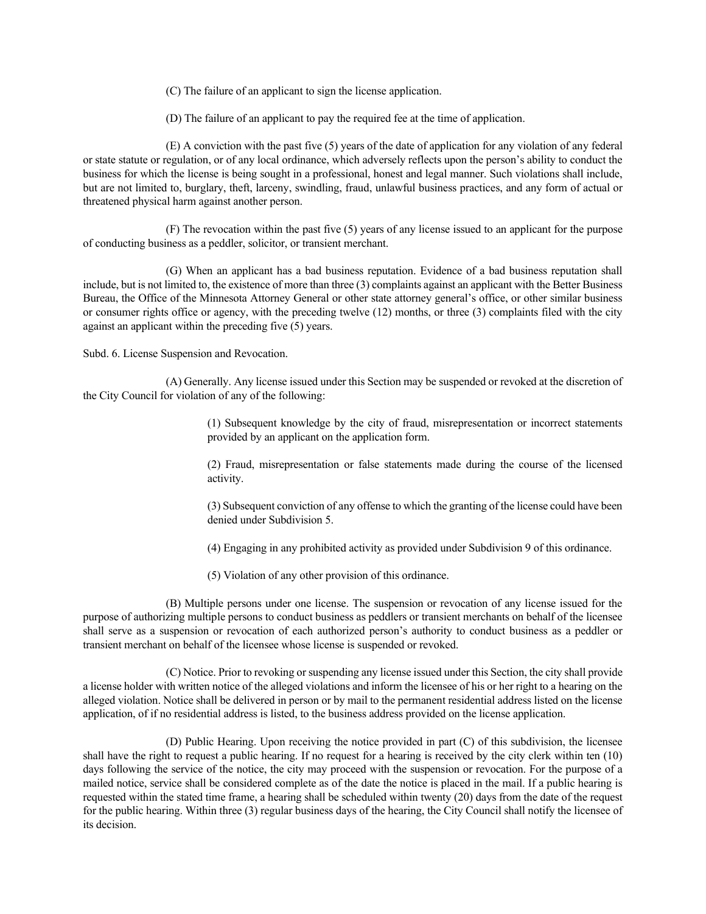(C) The failure of an applicant to sign the license application.

(D) The failure of an applicant to pay the required fee at the time of application.

(E) A conviction with the past five (5) years of the date of application for any violation of any federal or state statute or regulation, or of any local ordinance, which adversely reflects upon the person's ability to conduct the business for which the license is being sought in a professional, honest and legal manner. Such violations shall include, but are not limited to, burglary, theft, larceny, swindling, fraud, unlawful business practices, and any form of actual or threatened physical harm against another person.

(F) The revocation within the past five (5) years of any license issued to an applicant for the purpose of conducting business as a peddler, solicitor, or transient merchant.

(G) When an applicant has a bad business reputation. Evidence of a bad business reputation shall include, but is not limited to, the existence of more than three (3) complaints against an applicant with the Better Business Bureau, the Office of the Minnesota Attorney General or other state attorney general's office, or other similar business or consumer rights office or agency, with the preceding twelve (12) months, or three (3) complaints filed with the city against an applicant within the preceding five (5) years.

Subd. 6. License Suspension and Revocation.

(A) Generally. Any license issued under this Section may be suspended or revoked at the discretion of the City Council for violation of any of the following:

(1) Subsequent knowledge by the city of fraud, misrepresentation or incorrect statements provided by an applicant on the application form.

(2) Fraud, misrepresentation or false statements made during the course of the licensed activity.

(3) Subsequent conviction of any offense to which the granting of the license could have been denied under Subdivision 5.

(4) Engaging in any prohibited activity as provided under Subdivision 9 of this ordinance.

(5) Violation of any other provision of this ordinance.

(B) Multiple persons under one license. The suspension or revocation of any license issued for the purpose of authorizing multiple persons to conduct business as peddlers or transient merchants on behalf of the licensee shall serve as a suspension or revocation of each authorized person's authority to conduct business as a peddler or transient merchant on behalf of the licensee whose license is suspended or revoked.

(C) Notice. Prior to revoking or suspending any license issued under this Section, the city shall provide a license holder with written notice of the alleged violations and inform the licensee of his or her right to a hearing on the alleged violation. Notice shall be delivered in person or by mail to the permanent residential address listed on the license application, of if no residential address is listed, to the business address provided on the license application.

(D) Public Hearing. Upon receiving the notice provided in part (C) of this subdivision, the licensee shall have the right to request a public hearing. If no request for a hearing is received by the city clerk within ten (10) days following the service of the notice, the city may proceed with the suspension or revocation. For the purpose of a mailed notice, service shall be considered complete as of the date the notice is placed in the mail. If a public hearing is requested within the stated time frame, a hearing shall be scheduled within twenty (20) days from the date of the request for the public hearing. Within three (3) regular business days of the hearing, the City Council shall notify the licensee of its decision.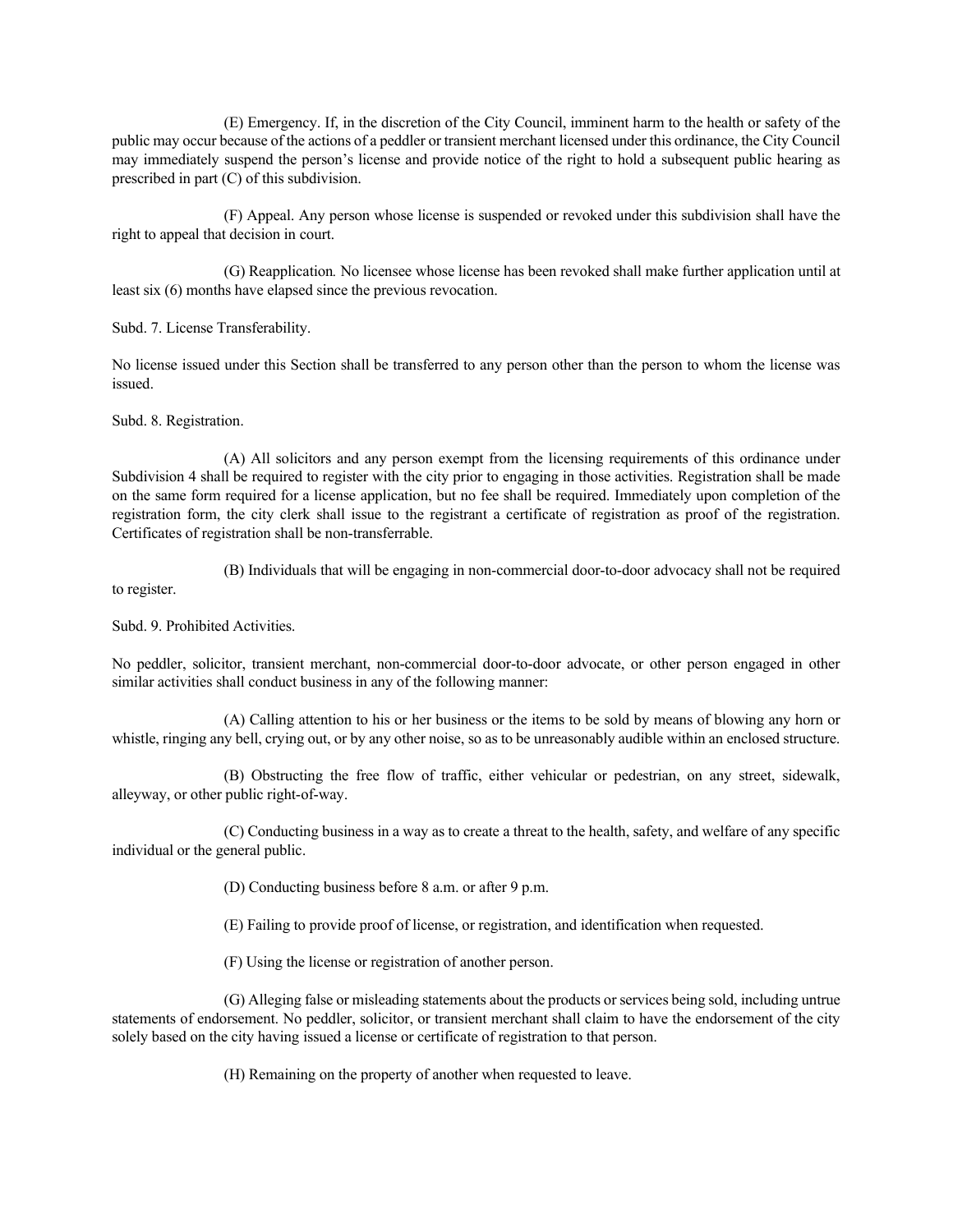(E) Emergency. If, in the discretion of the City Council, imminent harm to the health or safety of the public may occur because of the actions of a peddler or transient merchant licensed under this ordinance, the City Council may immediately suspend the person's license and provide notice of the right to hold a subsequent public hearing as prescribed in part (C) of this subdivision.

(F) Appeal. Any person whose license is suspended or revoked under this subdivision shall have the right to appeal that decision in court.

(G) Reapplication*.* No licensee whose license has been revoked shall make further application until at least six (6) months have elapsed since the previous revocation.

Subd. 7. License Transferability.

No license issued under this Section shall be transferred to any person other than the person to whom the license was issued.

Subd. 8. Registration.

(A) All solicitors and any person exempt from the licensing requirements of this ordinance under Subdivision 4 shall be required to register with the city prior to engaging in those activities. Registration shall be made on the same form required for a license application, but no fee shall be required. Immediately upon completion of the registration form, the city clerk shall issue to the registrant a certificate of registration as proof of the registration. Certificates of registration shall be non-transferrable.

(B) Individuals that will be engaging in non-commercial door-to-door advocacy shall not be required to register.

Subd. 9. Prohibited Activities.

No peddler, solicitor, transient merchant, non-commercial door-to-door advocate, or other person engaged in other similar activities shall conduct business in any of the following manner:

(A) Calling attention to his or her business or the items to be sold by means of blowing any horn or whistle, ringing any bell, crying out, or by any other noise, so as to be unreasonably audible within an enclosed structure.

(B) Obstructing the free flow of traffic, either vehicular or pedestrian, on any street, sidewalk, alleyway, or other public right-of-way.

(C) Conducting business in a way as to create a threat to the health, safety, and welfare of any specific individual or the general public.

(D) Conducting business before 8 a.m. or after 9 p.m.

(E) Failing to provide proof of license, or registration, and identification when requested.

(F) Using the license or registration of another person.

(G) Alleging false or misleading statements about the products or services being sold, including untrue statements of endorsement. No peddler, solicitor, or transient merchant shall claim to have the endorsement of the city solely based on the city having issued a license or certificate of registration to that person.

(H) Remaining on the property of another when requested to leave.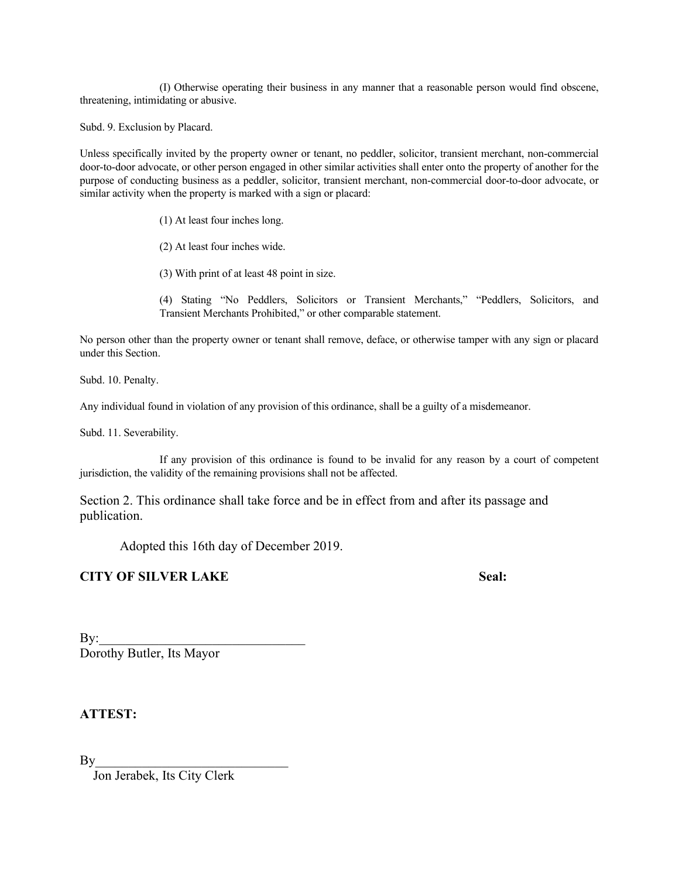(I) Otherwise operating their business in any manner that a reasonable person would find obscene, threatening, intimidating or abusive.

Subd. 9. Exclusion by Placard.

Unless specifically invited by the property owner or tenant, no peddler, solicitor, transient merchant, non-commercial door-to-door advocate, or other person engaged in other similar activities shall enter onto the property of another for the purpose of conducting business as a peddler, solicitor, transient merchant, non-commercial door-to-door advocate, or similar activity when the property is marked with a sign or placard:

(1) At least four inches long.

(2) At least four inches wide.

(3) With print of at least 48 point in size.

(4) Stating "No Peddlers, Solicitors or Transient Merchants," "Peddlers, Solicitors, and Transient Merchants Prohibited," or other comparable statement.

No person other than the property owner or tenant shall remove, deface, or otherwise tamper with any sign or placard under this Section.

Subd. 10. Penalty.

Any individual found in violation of any provision of this ordinance, shall be a guilty of a misdemeanor.

Subd. 11. Severability.

If any provision of this ordinance is found to be invalid for any reason by a court of competent jurisdiction, the validity of the remaining provisions shall not be affected.

Section 2. This ordinance shall take force and be in effect from and after its passage and publication.

Adopted this 16th day of December 2019.

**CITY OF SILVER LAKE** **Seal:**

By:_______________________________
Dorothy Butler, Its Mayor

**ATTEST:**

By_____________________________
Jon Jerabek, Its City Clerk